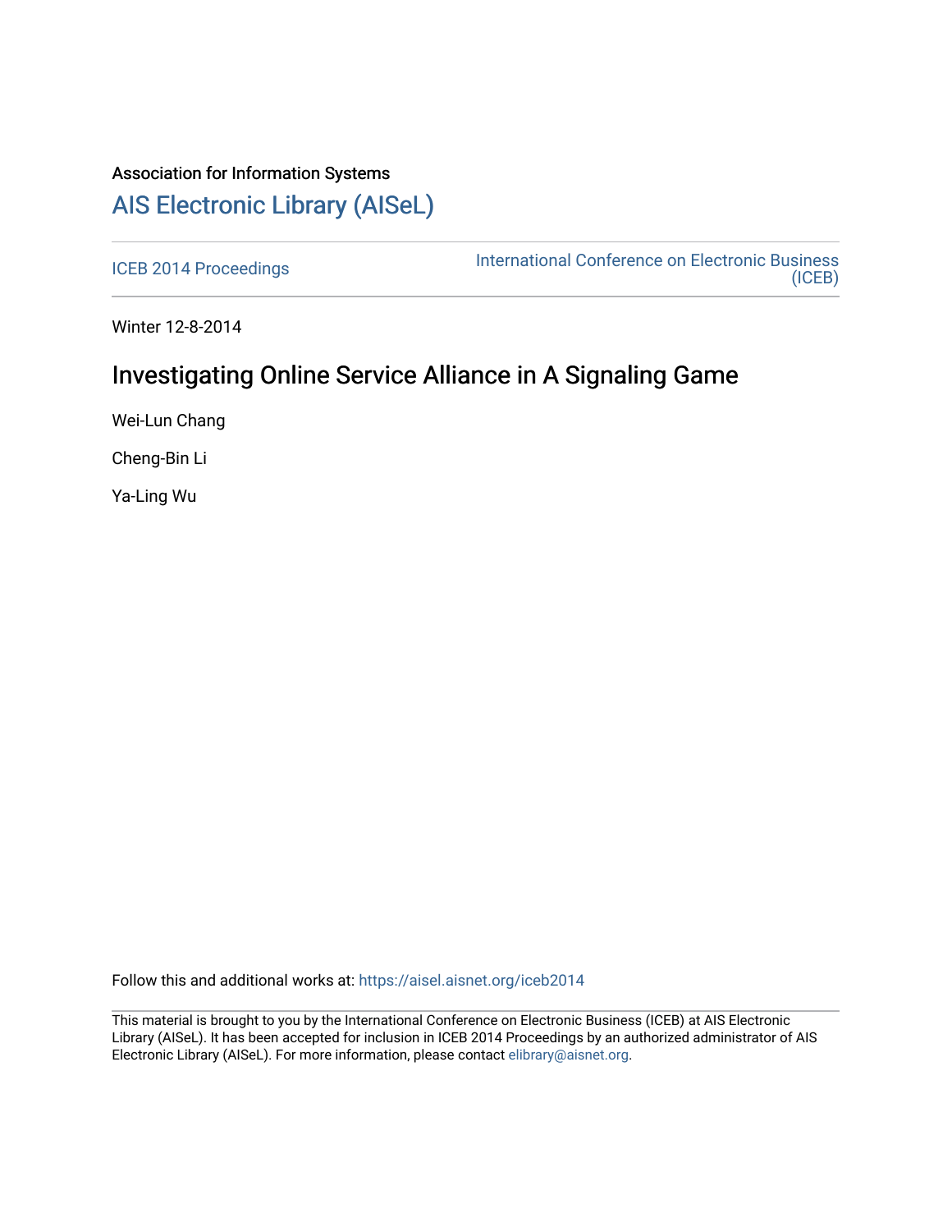Association for Information Systems

# AIS Electronic Library (AISeL)

ICEB 2014 Proceedings

International Conference on Electronic Business (ICEB)

Winter 12-8-2014

## Investigating Online Service Alliance in A Signaling Game

Wei-Lun Chang

Cheng-Bin Li

Ya-Ling Wu

Follow this and additional works at: https://aisel.aisnet.org/iceb2014

This material is brought to you by the International Conference on Electronic Business (ICEB) at AIS Electronic Library (AISeL). It has been accepted for inclusion in ICEB 2014 Proceedings by an authorized administrator of AIS Electronic Library (AISeL). For more information, please contact elibrary@aisnet.org.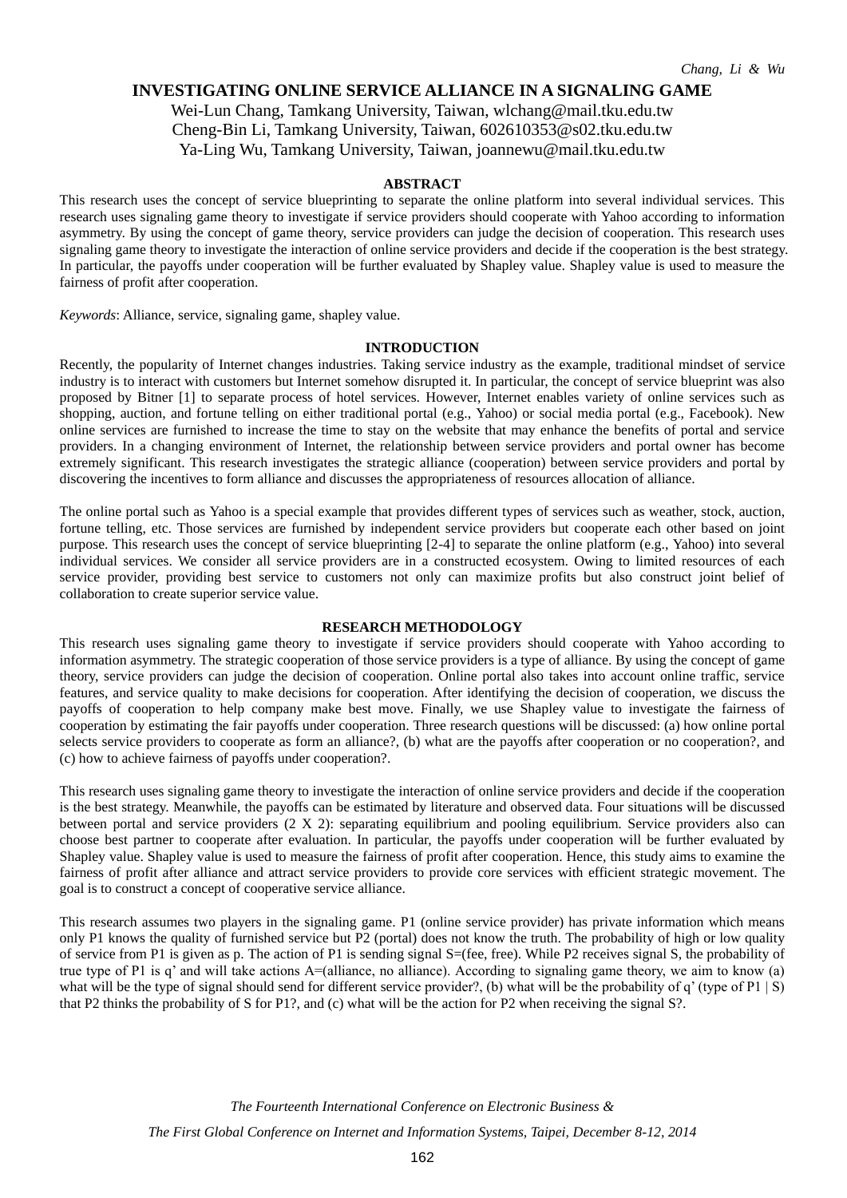# INVESTIGATING ONLINE SERVICE ALLIANCE IN A SIGNALING GAME

Wei-Lun Chang, Tamkang University, Taiwan, wlchang@mail.tku.edu.tw
Cheng-Bin Li, Tamkang University, Taiwan, 602610353@s02.tku.edu.tw
Ya-Ling Wu, Tamkang University, Taiwan, joannewu@mail.tku.edu.tw

## ABSTRACT

This research uses the concept of service blueprinting to separate the online platform into several individual services. This research uses signaling game theory to investigate if service providers should cooperate with Yahoo according to information asymmetry. By using the concept of game theory, service providers can judge the decision of cooperation. This research uses signaling game theory to investigate the interaction of online service providers and decide if the cooperation is the best strategy. In particular, the payoffs under cooperation will be further evaluated by Shapley value. Shapley value is used to measure the fairness of profit after cooperation.

*Keywords*: Alliance, service, signaling game, shapley value.

## INTRODUCTION

Recently, the popularity of Internet changes industries. Taking service industry as the example, traditional mindset of service industry is to interact with customers but Internet somehow disrupted it. In particular, the concept of service blueprint was also proposed by Bitner [1] to separate process of hotel services. However, Internet enables variety of online services such as shopping, auction, and fortune telling on either traditional portal (e.g., Yahoo) or social media portal (e.g., Facebook). New online services are furnished to increase the time to stay on the website that may enhance the benefits of portal and service providers. In a changing environment of Internet, the relationship between service providers and portal owner has become extremely significant. This research investigates the strategic alliance (cooperation) between service providers and portal by discovering the incentives to form alliance and discusses the appropriateness of resources allocation of alliance.

The online portal such as Yahoo is a special example that provides different types of services such as weather, stock, auction, fortune telling, etc. Those services are furnished by independent service providers but cooperate each other based on joint purpose. This research uses the concept of service blueprinting [2-4] to separate the online platform (e.g., Yahoo) into several individual services. We consider all service providers are in a constructed ecosystem. Owing to limited resources of each service provider, providing best service to customers not only can maximize profits but also construct joint belief of collaboration to create superior service value.

## RESEARCH METHODOLOGY

This research uses signaling game theory to investigate if service providers should cooperate with Yahoo according to information asymmetry. The strategic cooperation of those service providers is a type of alliance. By using the concept of game theory, service providers can judge the decision of cooperation. Online portal also takes into account online traffic, service features, and service quality to make decisions for cooperation. After identifying the decision of cooperation, we discuss the payoffs of cooperation to help company make best move. Finally, we use Shapley value to investigate the fairness of cooperation by estimating the fair payoffs under cooperation. Three research questions will be discussed: (a) how online portal selects service providers to cooperate as form an alliance?, (b) what are the payoffs after cooperation or no cooperation?, and (c) how to achieve fairness of payoffs under cooperation?.

This research uses signaling game theory to investigate the interaction of online service providers and decide if the cooperation is the best strategy. Meanwhile, the payoffs can be estimated by literature and observed data. Four situations will be discussed between portal and service providers (2 X 2): separating equilibrium and pooling equilibrium. Service providers also can choose best partner to cooperate after evaluation. In particular, the payoffs under cooperation will be further evaluated by Shapley value. Shapley value is used to measure the fairness of profit after cooperation. Hence, this study aims to examine the fairness of profit after alliance and attract service providers to provide core services with efficient strategic movement. The goal is to construct a concept of cooperative service alliance.

This research assumes two players in the signaling game. P1 (online service provider) has private information which means only P1 knows the quality of furnished service but P2 (portal) does not know the truth. The probability of high or low quality of service from P1 is given as p. The action of P1 is sending signal S=(fee, free). While P2 receives signal S, the probability of true type of P1 is q' and will take actions A=(alliance, no alliance). According to signaling game theory, we aim to know (a) what will be the type of signal should send for different service provider?, (b) what will be the probability of q' (type of P1 | S) that P2 thinks the probability of S for P1?, and (c) what will be the action for P2 when receiving the signal S?.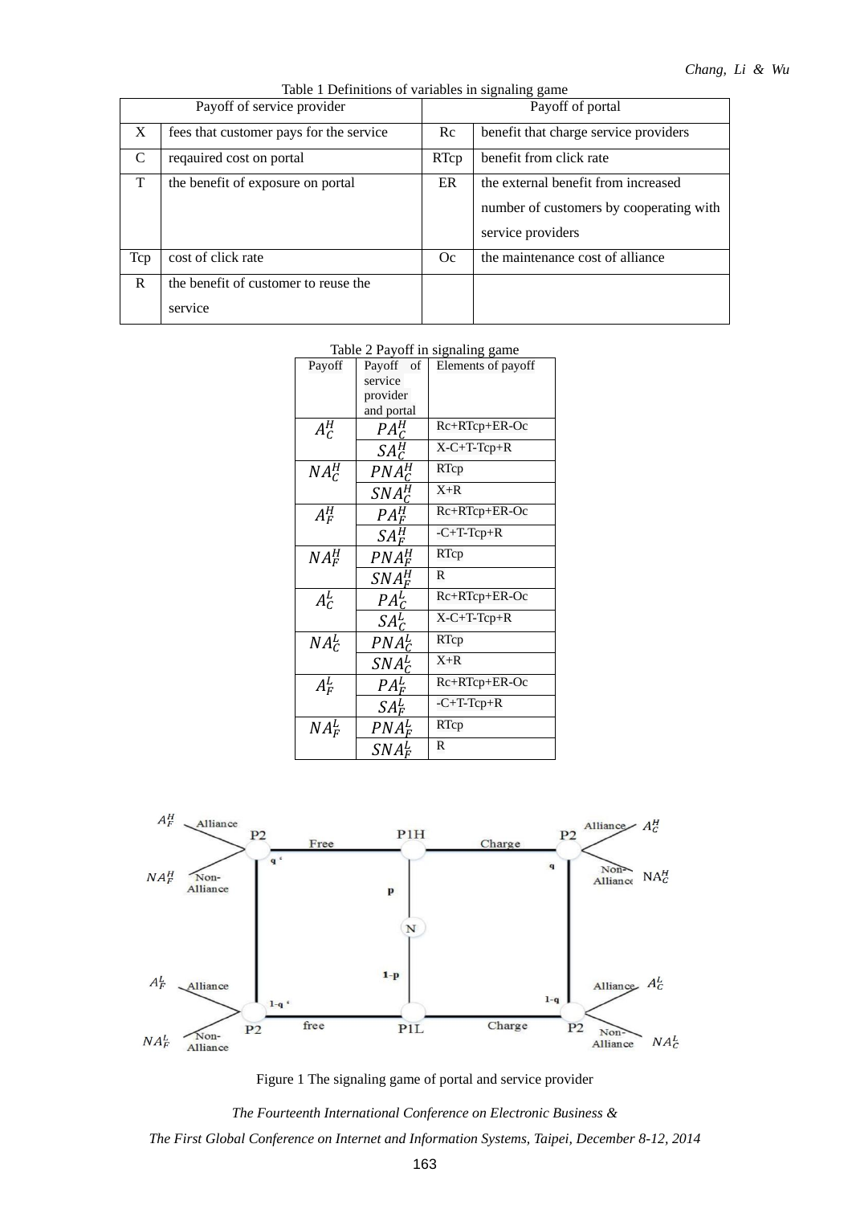Table 1 Definitions of variables in signaling game

| Payoff of service provider | | Payoff of portal | |
|---|---|---|---|
| X | fees that customer pays for the service | Rc | benefit that charge service providers |
| C | reqauired cost on portal | RTcp | benefit from click rate |
| T | the benefit of exposure on portal | ER | the external benefit from increased number of customers by cooperating with service providers |
| Tcp | cost of click rate | Oc | the maintenance cost of alliance |
| R | the benefit of customer to reuse the service | | |

Table 2 Payoff in signaling game

| Payoff | Payoff of service provider and portal | Elements of payoff |
|---|---|---|
| $A_C^H$ | $PA_C^H$ | Rc+RTcp+ER-Oc |
| | $SA_C^H$ | X-C+T-Tcp+R |
| $NA_C^H$ | $PNA_C^H$ | RTcp |
| | $SNA_C^H$ | X+R |
| $A_F^H$ | $PA_F^H$ | Rc+RTcp+ER-Oc |
| | $SA_F^H$ | -C+T-Tcp+R |
| $NA_F^H$ | $PNA_F^H$ | RTcp |
| | $SNA_F^H$ | R |
| $A_C^L$ | $PA_C^L$ | Rc+RTcp+ER-Oc |
| | $SA_C^L$ | X-C+T-Tcp+R |
| $NA_C^L$ | $PNA_C^L$ | RTcp |
| | $SNA_C^L$ | X+R |
| $A_F^L$ | $PA_F^L$ | Rc+RTcp+ER-Oc |
| | $SA_F^L$ | -C+T-Tcp+R |
| $NA_F^L$ | $PNA_F^L$ | RTcp |
| | $SNA_F^L$ | R |

Figure 1 The signaling game of portal and service provider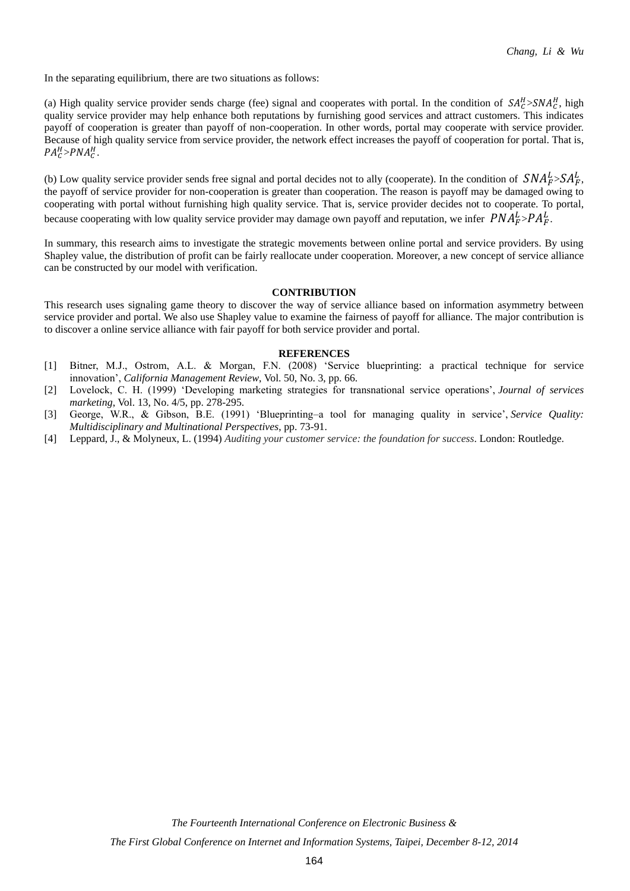In the separating equilibrium, there are two situations as follows:

(a) High quality service provider sends charge (fee) signal and cooperates with portal. In the condition of $SA_C^H > SNA_C^H$, high quality service provider may help enhance both reputations by furnishing good services and attract customers. This indicates payoff of cooperation is greater than payoff of non-cooperation. In other words, portal may cooperate with service provider. Because of high quality service from service provider, the network effect increases the payoff of cooperation for portal. That is, $PA_C^H > PNA_C^H$.

(b) Low quality service provider sends free signal and portal decides not to ally (cooperate). In the condition of $SNA_F^L > SA_F^L$, the payoff of service provider for non-cooperation is greater than cooperation. The reason is payoff may be damaged owing to cooperating with portal without furnishing high quality service. That is, service provider decides not to cooperate. To portal, because cooperating with low quality service provider may damage own payoff and reputation, we infer $PNA_F^L > PA_F^L$.

In summary, this research aims to investigate the strategic movements between online portal and service providers. By using Shapley value, the distribution of profit can be fairly reallocate under cooperation. Moreover, a new concept of service alliance can be constructed by our model with verification.

## CONTRIBUTION

This research uses signaling game theory to discover the way of service alliance based on information asymmetry between service provider and portal. We also use Shapley value to examine the fairness of payoff for alliance. The major contribution is to discover a online service alliance with fair payoff for both service provider and portal.

## REFERENCES

[1] Bitner, M.J., Ostrom, A.L. & Morgan, F.N. (2008) 'Service blueprinting: a practical technique for service innovation', *California Management Review*, Vol. 50, No. 3, pp. 66.

[2] Lovelock, C. H. (1999) 'Developing marketing strategies for transnational service operations', *Journal of services marketing*, Vol. 13, No. 4/5, pp. 278-295.

[3] George, W.R., & Gibson, B.E. (1991) 'Blueprinting–a tool for managing quality in service', *Service Quality: Multidisciplinary and Multinational Perspectives*, pp. 73-91.

[4] Leppard, J., & Molyneux, L. (1994) *Auditing your customer service: the foundation for success*. London: Routledge.